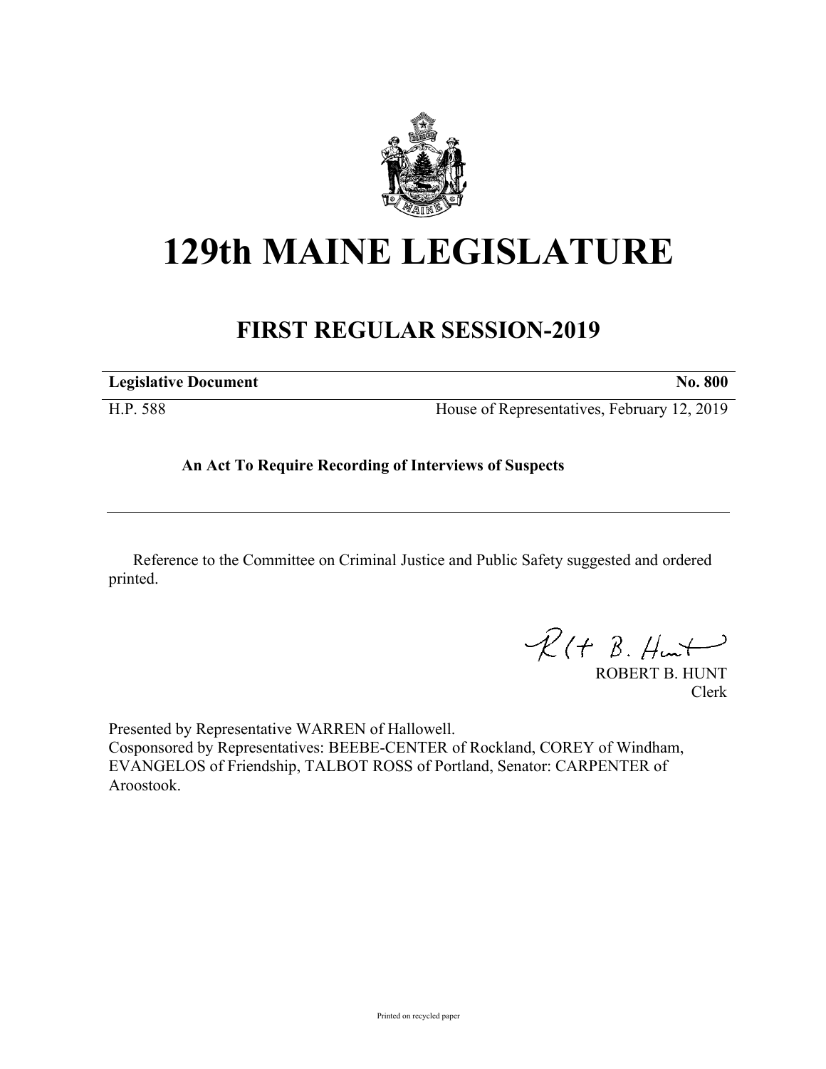# 129th MAINE LEGISLATURE

## FIRST REGULAR SESSION-2019

| **Legislative Document** | **No. 800** |
|---|---|
| H.P. 588 | House of Representatives, February 12, 2019 |

**An Act To Require Recording of Interviews of Suspects**

Reference to the Committee on Criminal Justice and Public Safety suggested and ordered printed.

ROBERT B. HUNT
Clerk

Presented by Representative WARREN of Hallowell.
Cosponsored by Representatives: BEEBE-CENTER of Rockland, COREY of Windham, EVANGELOS of Friendship, TALBOT ROSS of Portland, Senator: CARPENTER of Aroostook.

Printed on recycled paper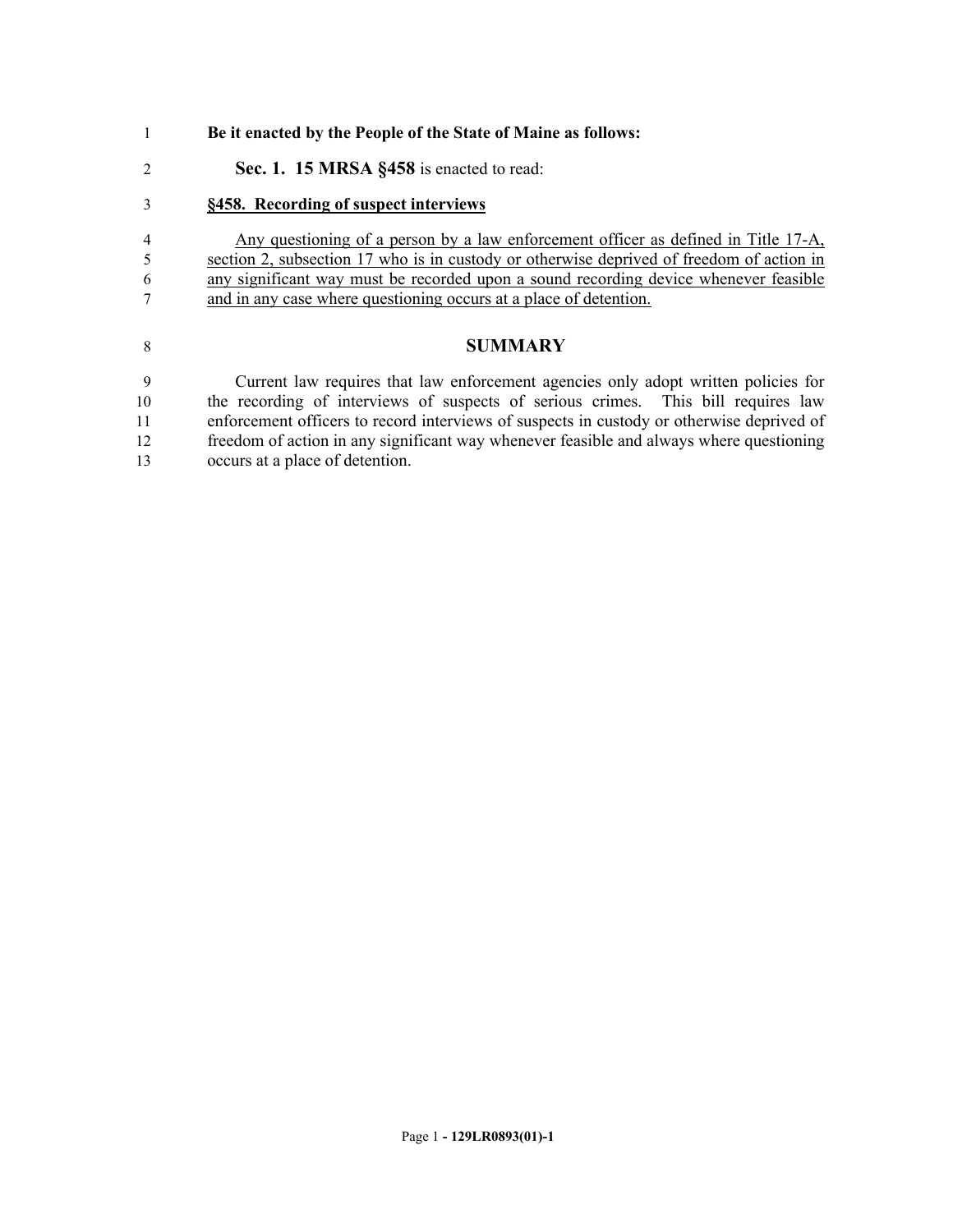**Be it enacted by the People of the State of Maine as follows:**

**Sec. 1. 15 MRSA §458** is enacted to read:

**§458. Recording of suspect interviews**

Any questioning of a person by a law enforcement officer as defined in Title 17-A, section 2, subsection 17 who is in custody or otherwise deprived of freedom of action in any significant way must be recorded upon a sound recording device whenever feasible and in any case where questioning occurs at a place of detention.

## SUMMARY

Current law requires that law enforcement agencies only adopt written policies for the recording of interviews of suspects of serious crimes. This bill requires law enforcement officers to record interviews of suspects in custody or otherwise deprived of freedom of action in any significant way whenever feasible and always where questioning occurs at a place of detention.